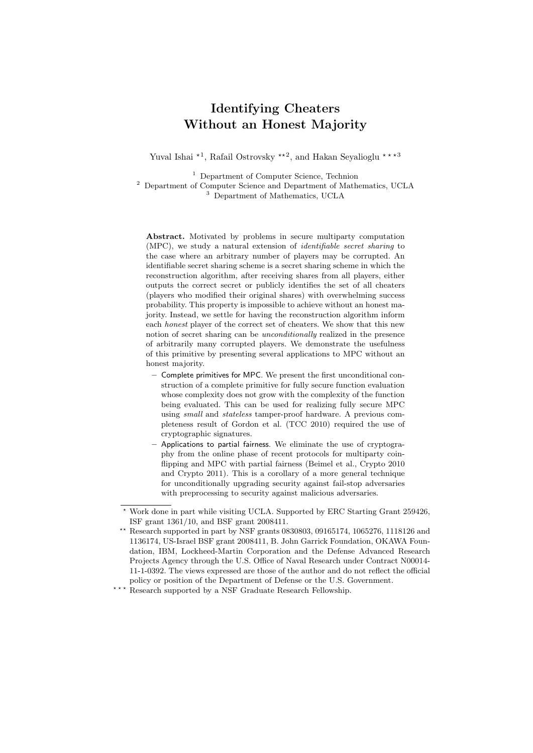# Identifying Cheaters Without an Honest Majority

Yuval Ishai [⋆1], Rafail Ostrovsky [⋆⋆2], and Hakan Seyalioglu [⋆⋆⋆3]

[1] Department of Computer Science, Technion
[2] Department of Computer Science and Department of Mathematics, UCLA
[3] Department of Mathematics, UCLA

**Abstract.** Motivated by problems in secure multiparty computation (MPC), we study a natural extension of *identifiable secret sharing* to the case where an arbitrary number of players may be corrupted. An identifiable secret sharing scheme is a secret sharing scheme in which the reconstruction algorithm, after receiving shares from all players, either outputs the correct secret or publicly identifies the set of all cheaters (players who modified their original shares) with overwhelming success probability. This property is impossible to achieve without an honest majority. Instead, we settle for having the reconstruction algorithm inform each *honest* player of the correct set of cheaters. We show that this new notion of secret sharing can be *unconditionally* realized in the presence of arbitrarily many corrupted players. We demonstrate the usefulness of this primitive by presenting several applications to MPC without an honest majority.

- Complete primitives for MPC. We present the first unconditional construction of a complete primitive for fully secure function evaluation whose complexity does not grow with the complexity of the function being evaluated. This can be used for realizing fully secure MPC using *small* and *stateless* tamper-proof hardware. A previous completeness result of Gordon et al. (TCC 2010) required the use of cryptographic signatures.
- Applications to partial fairness. We eliminate the use of cryptography from the online phase of recent protocols for multiparty coin-flipping and MPC with partial fairness (Beimel et al., Crypto 2010 and Crypto 2011). This is a corollary of a more general technique for unconditionally upgrading security against fail-stop adversaries with preprocessing to security against malicious adversaries.

---

⋆ Work done in part while visiting UCLA. Supported by ERC Starting Grant 259426, ISF grant 1361/10, and BSF grant 2008411.

⋆⋆ Research supported in part by NSF grants 0830803, 09165174, 1065276, 1118126 and 1136174, US-Israel BSF grant 2008411, B. John Garrick Foundation, OKAWA Foundation, IBM, Lockheed-Martin Corporation and the Defense Advanced Research Projects Agency through the U.S. Office of Naval Research under Contract N00014-11-1-0392. The views expressed are those of the author and do not reflect the official policy or position of the Department of Defense or the U.S. Government.

⋆⋆⋆ Research supported by a NSF Graduate Research Fellowship.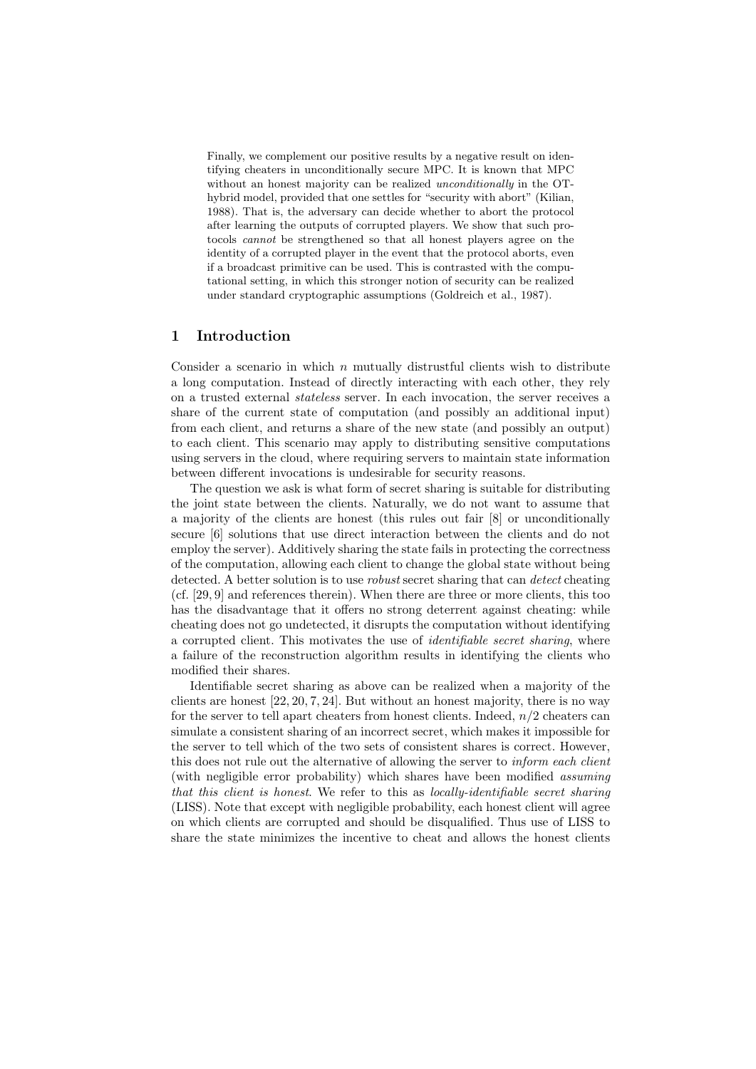Finally, we complement our positive results by a negative result on identifying cheaters in unconditionally secure MPC. It is known that MPC without an honest majority can be realized *unconditionally* in the OT-hybrid model, provided that one settles for "security with abort" (Kilian, 1988). That is, the adversary can decide whether to abort the protocol after learning the outputs of corrupted players. We show that such protocols *cannot* be strengthened so that all honest players agree on the identity of a corrupted player in the event that the protocol aborts, even if a broadcast primitive can be used. This is contrasted with the computational setting, in which this stronger notion of security can be realized under standard cryptographic assumptions (Goldreich et al., 1987).

## 1 Introduction

Consider a scenario in which $n$ mutually distrustful clients wish to distribute a long computation. Instead of directly interacting with each other, they rely on a trusted external *stateless* server. In each invocation, the server receives a share of the current state of computation (and possibly an additional input) from each client, and returns a share of the new state (and possibly an output) to each client. This scenario may apply to distributing sensitive computations using servers in the cloud, where requiring servers to maintain state information between different invocations is undesirable for security reasons.

The question we ask is what form of secret sharing is suitable for distributing the joint state between the clients. Naturally, we do not want to assume that a majority of the clients are honest (this rules out fair [8] or unconditionally secure [6] solutions that use direct interaction between the clients and do not employ the server). Additively sharing the state fails in protecting the correctness of the computation, allowing each client to change the global state without being detected. A better solution is to use *robust* secret sharing that can *detect* cheating (cf. [29, 9] and references therein). When there are three or more clients, this too has the disadvantage that it offers no strong deterrent against cheating: while cheating does not go undetected, it disrupts the computation without identifying a corrupted client. This motivates the use of *identifiable secret sharing*, where a failure of the reconstruction algorithm results in identifying the clients who modified their shares.

Identifiable secret sharing as above can be realized when a majority of the clients are honest [22, 20, 7, 24]. But without an honest majority, there is no way for the server to tell apart cheaters from honest clients. Indeed, $n/2$ cheaters can simulate a consistent sharing of an incorrect secret, which makes it impossible for the server to tell which of the two sets of consistent shares is correct. However, this does not rule out the alternative of allowing the server to *inform each client* (with negligible error probability) which shares have been modified *assuming that this client is honest*. We refer to this as *locally-identifiable secret sharing* (LISS). Note that except with negligible probability, each honest client will agree on which clients are corrupted and should be disqualified. Thus use of LISS to share the state minimizes the incentive to cheat and allows the honest clients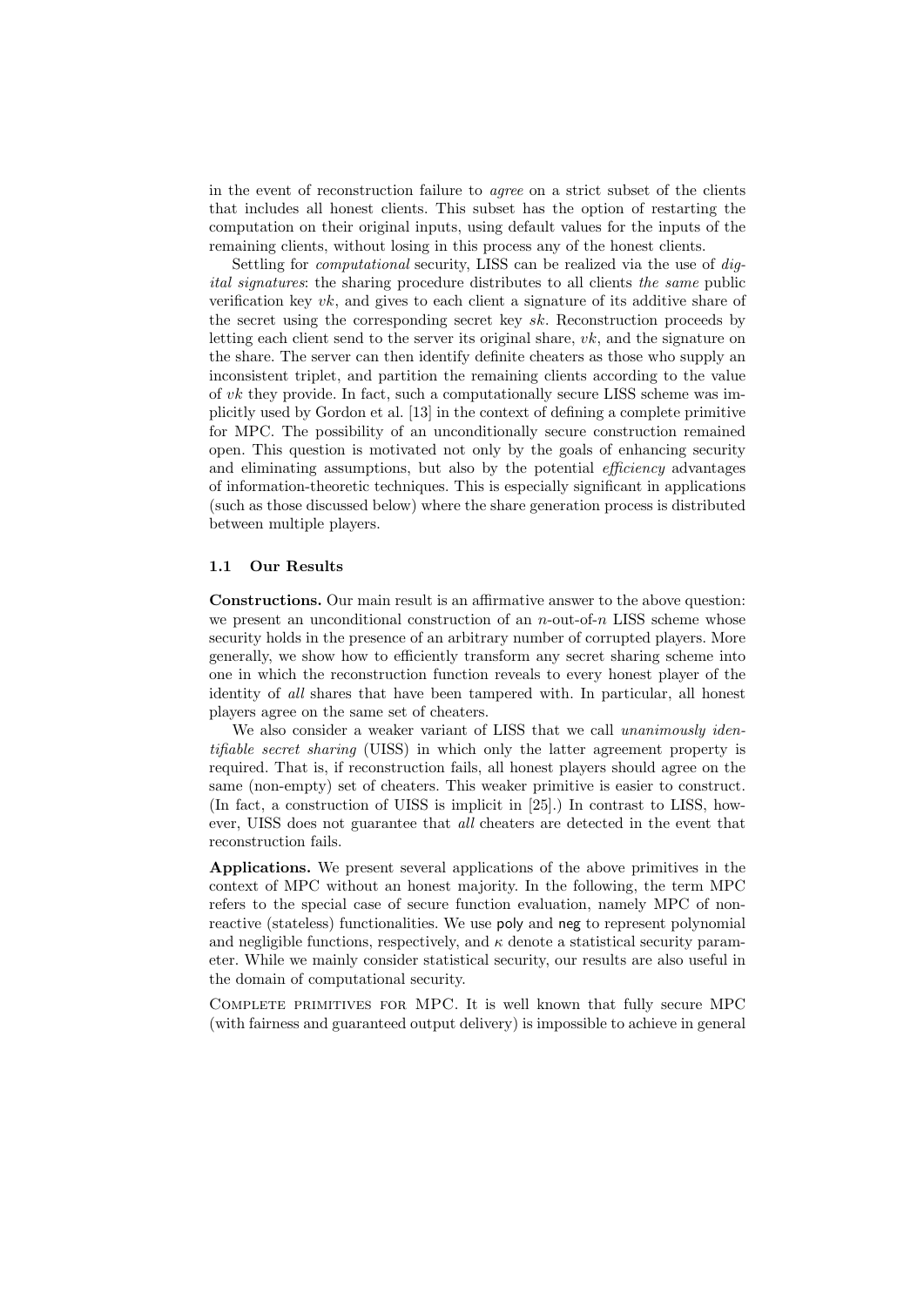in the event of reconstruction failure to *agree* on a strict subset of the clients that includes all honest clients. This subset has the option of restarting the computation on their original inputs, using default values for the inputs of the remaining clients, without losing in this process any of the honest clients.

Settling for *computational* security, LISS can be realized via the use of *digital signatures*: the sharing procedure distributes to all clients *the same* public verification key $vk$, and gives to each client a signature of its additive share of the secret using the corresponding secret key $sk$. Reconstruction proceeds by letting each client send to the server its original share, $vk$, and the signature on the share. The server can then identify definite cheaters as those who supply an inconsistent triplet, and partition the remaining clients according to the value of $vk$ they provide. In fact, such a computationally secure LISS scheme was implicitly used by Gordon et al. [13] in the context of defining a complete primitive for MPC. The possibility of an unconditionally secure construction remained open. This question is motivated not only by the goals of enhancing security and eliminating assumptions, but also by the potential *efficiency* advantages of information-theoretic techniques. This is especially significant in applications (such as those discussed below) where the share generation process is distributed between multiple players.

### 1.1 Our Results

**Constructions.** Our main result is an affirmative answer to the above question: we present an unconditional construction of an $n$-out-of-$n$ LISS scheme whose security holds in the presence of an arbitrary number of corrupted players. More generally, we show how to efficiently transform any secret sharing scheme into one in which the reconstruction function reveals to every honest player of the identity of *all* shares that have been tampered with. In particular, all honest players agree on the same set of cheaters.

We also consider a weaker variant of LISS that we call *unanimously identifiable secret sharing* (UISS) in which only the latter agreement property is required. That is, if reconstruction fails, all honest players should agree on the same (non-empty) set of cheaters. This weaker primitive is easier to construct. (In fact, a construction of UISS is implicit in [25].) In contrast to LISS, however, UISS does not guarantee that *all* cheaters are detected in the event that reconstruction fails.

**Applications.** We present several applications of the above primitives in the context of MPC without an honest majority. In the following, the term MPC refers to the special case of secure function evaluation, namely MPC of non-reactive (stateless) functionalities. We use $\mathsf{poly}$ and $\mathsf{neg}$ to represent polynomial and negligible functions, respectively, and $\kappa$ denote a statistical security parameter. While we mainly consider statistical security, our results are also useful in the domain of computational security.

Complete primitives for MPC. It is well known that fully secure MPC (with fairness and guaranteed output delivery) is impossible to achieve in general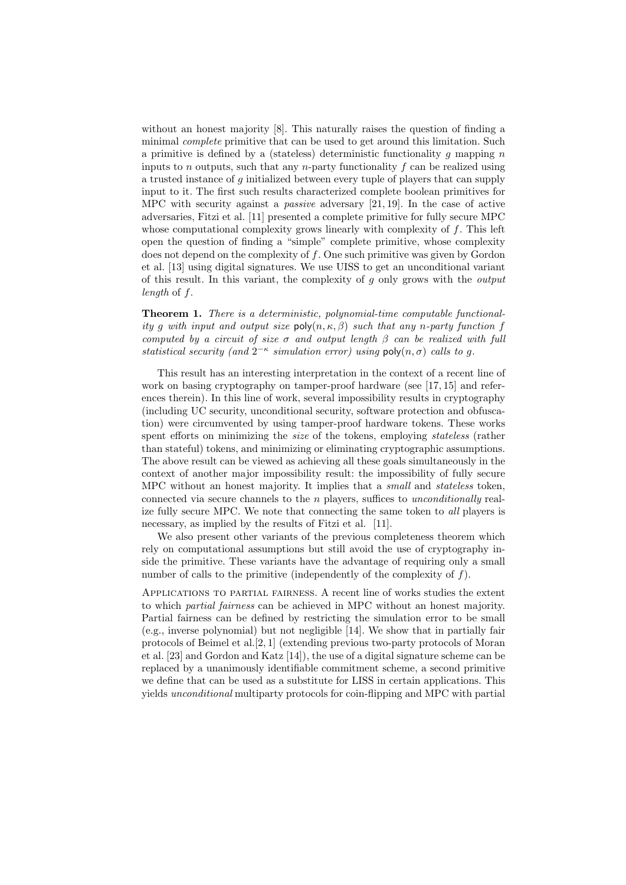without an honest majority [8]. This naturally raises the question of finding a minimal *complete* primitive that can be used to get around this limitation. Such a primitive is defined by a (stateless) deterministic functionality $g$ mapping $n$ inputs to $n$ outputs, such that any $n$-party functionality $f$ can be realized using a trusted instance of $g$ initialized between every tuple of players that can supply input to it. The first such results characterized complete boolean primitives for MPC with security against a *passive* adversary [21, 19]. In the case of active adversaries, Fitzi et al. [11] presented a complete primitive for fully secure MPC whose computational complexity grows linearly with complexity of $f$. This left open the question of finding a "simple" complete primitive, whose complexity does not depend on the complexity of $f$. One such primitive was given by Gordon et al. [13] using digital signatures. We use UISS to get an unconditional variant of this result. In this variant, the complexity of $g$ only grows with the *output length* of $f$.

**Theorem 1.** *There is a deterministic, polynomial-time computable functionality $g$ with input and output size $\mathsf{poly}(n, \kappa, \beta)$ such that any $n$-party function $f$ computed by a circuit of size $\sigma$ and output length $\beta$ can be realized with full statistical security (and $2^{-\kappa}$ simulation error) using $\mathsf{poly}(n, \sigma)$ calls to $g$.*

This result has an interesting interpretation in the context of a recent line of work on basing cryptography on tamper-proof hardware (see [17, 15] and references therein). In this line of work, several impossibility results in cryptography (including UC security, unconditional security, software protection and obfuscation) were circumvented by using tamper-proof hardware tokens. These works spent efforts on minimizing the *size* of the tokens, employing *stateless* (rather than stateful) tokens, and minimizing or eliminating cryptographic assumptions. The above result can be viewed as achieving all these goals simultaneously in the context of another major impossibility result: the impossibility of fully secure MPC without an honest majority. It implies that a *small* and *stateless* token, connected via secure channels to the $n$ players, suffices to *unconditionally* realize fully secure MPC. We note that connecting the same token to *all* players is necessary, as implied by the results of Fitzi et al. [11].

We also present other variants of the previous completeness theorem which rely on computational assumptions but still avoid the use of cryptography inside the primitive. These variants have the advantage of requiring only a small number of calls to the primitive (independently of the complexity of $f$).

Applications to partial fairness. A recent line of works studies the extent to which *partial fairness* can be achieved in MPC without an honest majority. Partial fairness can be defined by restricting the simulation error to be small (e.g., inverse polynomial) but not negligible [14]. We show that in partially fair protocols of Beimel et al.[2, 1] (extending previous two-party protocols of Moran et al. [23] and Gordon and Katz [14]), the use of a digital signature scheme can be replaced by a unanimously identifiable commitment scheme, a second primitive we define that can be used as a substitute for LISS in certain applications. This yields *unconditional* multiparty protocols for coin-flipping and MPC with partial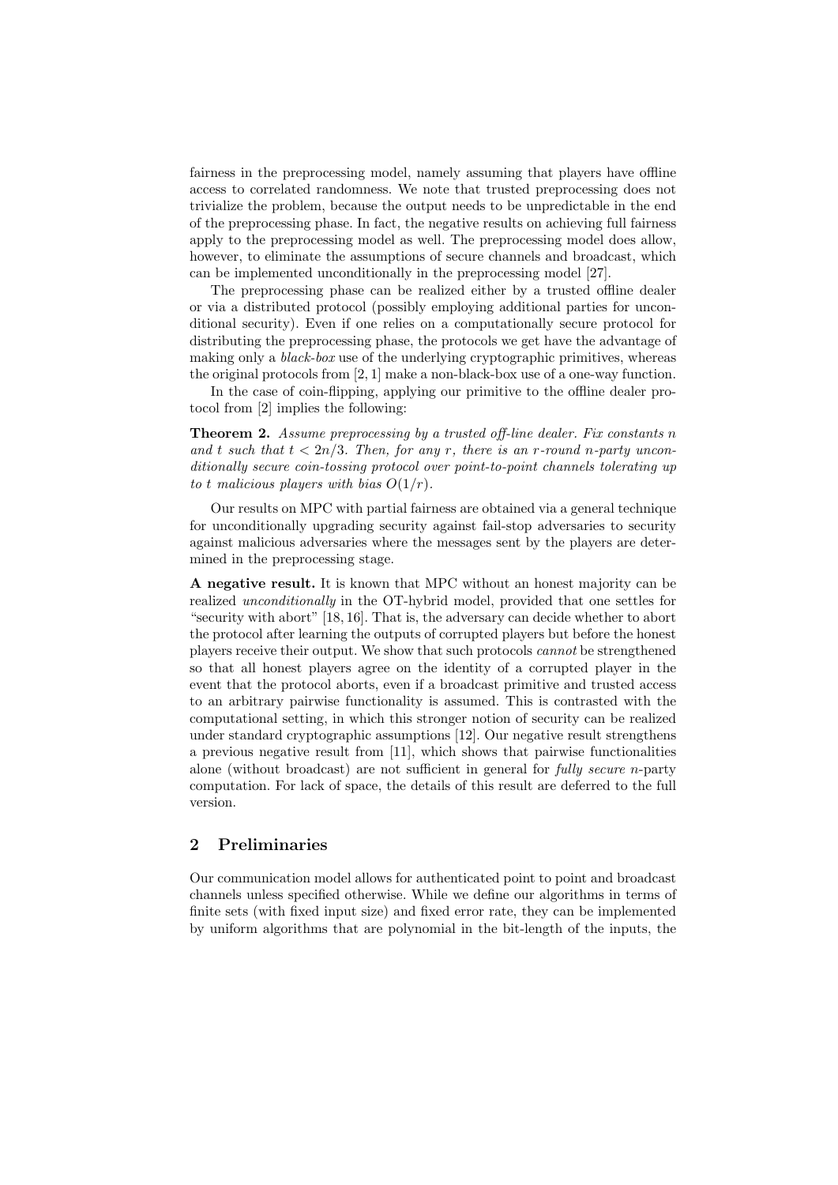fairness in the preprocessing model, namely assuming that players have offline access to correlated randomness. We note that trusted preprocessing does not trivialize the problem, because the output needs to be unpredictable in the end of the preprocessing phase. In fact, the negative results on achieving full fairness apply to the preprocessing model as well. The preprocessing model does allow, however, to eliminate the assumptions of secure channels and broadcast, which can be implemented unconditionally in the preprocessing model [27].

The preprocessing phase can be realized either by a trusted offline dealer or via a distributed protocol (possibly employing additional parties for unconditional security). Even if one relies on a computationally secure protocol for distributing the preprocessing phase, the protocols we get have the advantage of making only a *black-box* use of the underlying cryptographic primitives, whereas the original protocols from [2, 1] make a non-black-box use of a one-way function.

In the case of coin-flipping, applying our primitive to the offline dealer protocol from [2] implies the following:

**Theorem 2.** *Assume preprocessing by a trusted off-line dealer. Fix constants $n$ and $t$ such that $t < 2n/3$. Then, for any $r$, there is an $r$-round $n$-party unconditionally secure coin-tossing protocol over point-to-point channels tolerating up to $t$ malicious players with bias $O(1/r)$.*

Our results on MPC with partial fairness are obtained via a general technique for unconditionally upgrading security against fail-stop adversaries to security against malicious adversaries where the messages sent by the players are determined in the preprocessing stage.

**A negative result.** It is known that MPC without an honest majority can be realized *unconditionally* in the OT-hybrid model, provided that one settles for "security with abort" [18, 16]. That is, the adversary can decide whether to abort the protocol after learning the outputs of corrupted players but before the honest players receive their output. We show that such protocols *cannot* be strengthened so that all honest players agree on the identity of a corrupted player in the event that the protocol aborts, even if a broadcast primitive and trusted access to an arbitrary pairwise functionality is assumed. This is contrasted with the computational setting, in which this stronger notion of security can be realized under standard cryptographic assumptions [12]. Our negative result strengthens a previous negative result from [11], which shows that pairwise functionalities alone (without broadcast) are not sufficient in general for *fully secure* $n$-party computation. For lack of space, the details of this result are deferred to the full version.

## 2 Preliminaries

Our communication model allows for authenticated point to point and broadcast channels unless specified otherwise. While we define our algorithms in terms of finite sets (with fixed input size) and fixed error rate, they can be implemented by uniform algorithms that are polynomial in the bit-length of the inputs, the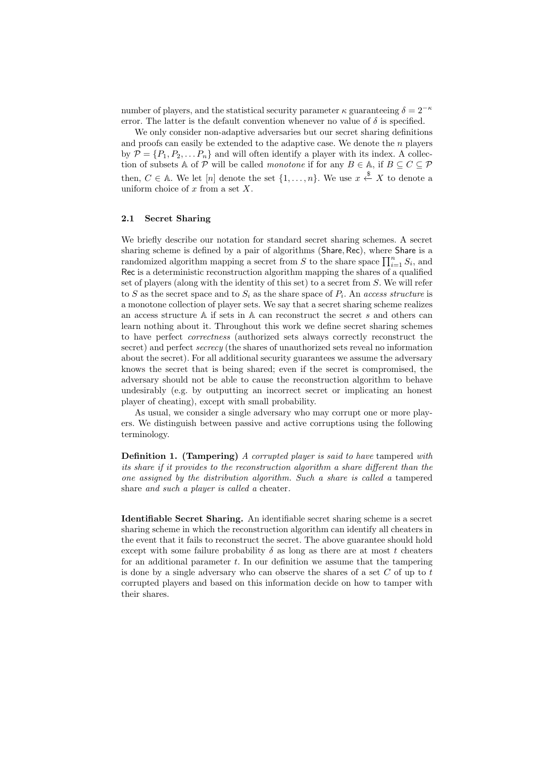number of players, and the statistical security parameter $\kappa$ guaranteeing $\delta = 2^{-\kappa}$ error. The latter is the default convention whenever no value of $\delta$ is specified.

We only consider non-adaptive adversaries but our secret sharing definitions and proofs can easily be extended to the adaptive case. We denote the $n$ players by $\mathcal{P} = \{P_1, P_2, \ldots P_n\}$ and will often identify a player with its index. A collection of subsets $\mathbb{A}$ of $\mathcal{P}$ will be called *monotone* if for any $B \in \mathbb{A}$, if $B \subseteq C \subseteq \mathcal{P}$ then, $C \in \mathbb{A}$. We let $[n]$ denote the set $\{1, \ldots, n\}$. We use $x \stackrel{\$}{\leftarrow} X$ to denote a uniform choice of $x$ from a set $X$.

### 2.1 Secret Sharing

We briefly describe our notation for standard secret sharing schemes. A secret sharing scheme is defined by a pair of algorithms $(\mathsf{Share}, \mathsf{Rec})$, where $\mathsf{Share}$ is a randomized algorithm mapping a secret from $S$ to the share space $\prod_{i=1}^{n} S_i$, and $\mathsf{Rec}$ is a deterministic reconstruction algorithm mapping the shares of a qualified set of players (along with the identity of this set) to a secret from $S$. We will refer to $S$ as the secret space and to $S_i$ as the share space of $P_i$. An *access structure* is a monotone collection of player sets. We say that a secret sharing scheme realizes an access structure $\mathbb{A}$ if sets in $\mathbb{A}$ can reconstruct the secret $s$ and others can learn nothing about it. Throughout this work we define secret sharing schemes to have perfect *correctness* (authorized sets always correctly reconstruct the secret) and perfect *secrecy* (the shares of unauthorized sets reveal no information about the secret). For all additional security guarantees we assume the adversary knows the secret that is being shared; even if the secret is compromised, the adversary should not be able to cause the reconstruction algorithm to behave undesirably (e.g. by outputting an incorrect secret or implicating an honest player of cheating), except with small probability.

As usual, we consider a single adversary who may corrupt one or more players. We distinguish between passive and active corruptions using the following terminology.

**Definition 1. (Tampering)** *A corrupted player is said to have* tampered *with its share if it provides to the reconstruction algorithm a share different than the one assigned by the distribution algorithm. Such a share is called a* tampered share *and such a player is called a* cheater*.*

**Identifiable Secret Sharing.** An identifiable secret sharing scheme is a secret sharing scheme in which the reconstruction algorithm can identify all cheaters in the event that it fails to reconstruct the secret. The above guarantee should hold except with some failure probability $\delta$ as long as there are at most $t$ cheaters for an additional parameter $t$. In our definition we assume that the tampering is done by a single adversary who can observe the shares of a set $C$ of up to $t$ corrupted players and based on this information decide on how to tamper with their shares.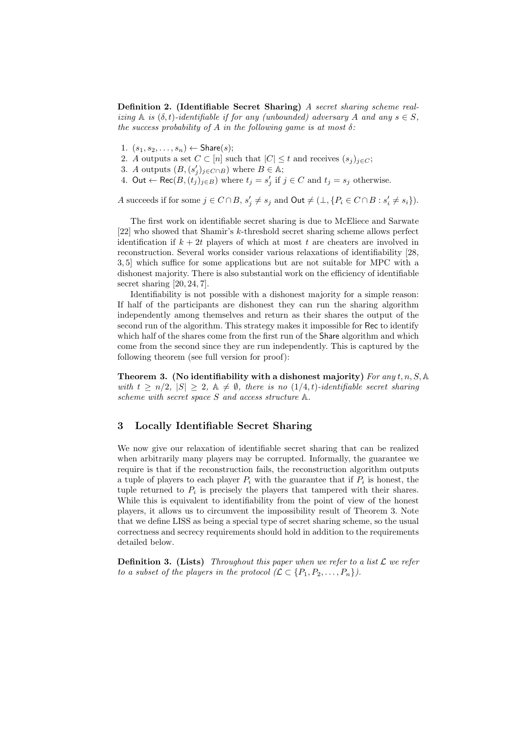**Definition 2. (Identifiable Secret Sharing)** *A secret sharing scheme realizing $\mathbb{A}$ is $(\delta, t)$-identifiable if for any (unbounded) adversary $A$ and any $s \in S$, the success probability of $A$ in the following game is at most $\delta$:*

1. $(s_1, s_2, \ldots, s_n) \leftarrow \mathsf{Share}(s)$;
2. $A$ outputs a set $C \subset [n]$ such that $|C| \leq t$ and receives $(s_j)_{j \in C}$;
3. $A$ outputs $(B, (s'_j)_{j \in C \cap B})$ where $B \in \mathbb{A}$;
4. $\mathsf{Out} \leftarrow \mathsf{Rec}(B, (t_j)_{j \in B})$ where $t_j = s'_j$ if $j \in C$ and $t_j = s_j$ otherwise.

$A$ succeeds if for some $j \in C \cap B$, $s'_j \neq s_j$ and $\mathsf{Out} \neq (\perp, \{P_i \in C \cap B : s'_i \neq s_i\})$.

The first work on identifiable secret sharing is due to McEliece and Sarwate [22] who showed that Shamir's $k$-threshold secret sharing scheme allows perfect identification if $k + 2t$ players of which at most $t$ are cheaters are involved in reconstruction. Several works consider various relaxations of identifiability [28, 3, 5] which suffice for some applications but are not suitable for MPC with a dishonest majority. There is also substantial work on the efficiency of identifiable secret sharing [20, 24, 7].

Identifiability is not possible with a dishonest majority for a simple reason: If half of the participants are dishonest they can run the sharing algorithm independently among themselves and return as their shares the output of the second run of the algorithm. This strategy makes it impossible for $\mathsf{Rec}$ to identify which half of the shares come from the first run of the $\mathsf{Share}$ algorithm and which come from the second since they are run independently. This is captured by the following theorem (see full version for proof):

**Theorem 3. (No identifiability with a dishonest majority)** *For any $t, n, S, \mathbb{A}$ with $t \geq n/2$, $|S| \geq 2$, $\mathbb{A} \neq \emptyset$, there is no $(1/4, t)$-identifiable secret sharing scheme with secret space $S$ and access structure $\mathbb{A}$.*

## 3 Locally Identifiable Secret Sharing

We now give our relaxation of identifiable secret sharing that can be realized when arbitrarily many players may be corrupted. Informally, the guarantee we require is that if the reconstruction fails, the reconstruction algorithm outputs a tuple of players to each player $P_i$ with the guarantee that if $P_i$ is honest, the tuple returned to $P_i$ is precisely the players that tampered with their shares. While this is equivalent to identifiability from the point of view of the honest players, it allows us to circumvent the impossibility result of Theorem 3. Note that we define LISS as being a special type of secret sharing scheme, so the usual correctness and secrecy requirements should hold in addition to the requirements detailed below.

**Definition 3. (Lists)** *Throughout this paper when we refer to a list $\mathcal{L}$ we refer to a subset of the players in the protocol ($\mathcal{L} \subset \{P_1, P_2, \ldots, P_n\}$).*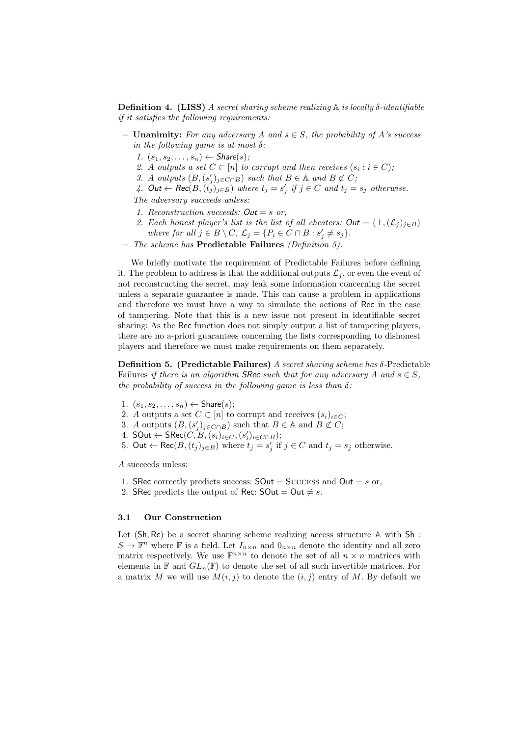**Definition 4. (LISS)** *A secret sharing scheme realizing $\mathbb{A}$ is locally $\delta$-identifiable if it satisfies the following requirements:*

- **Unanimity:** *For any adversary $A$ and $s \in S$, the probability of $A$'s success in the following game is at most $\delta$:*
  1. *$(s_1, s_2, \ldots, s_n) \leftarrow \mathsf{Share}(s)$;*
  2. *$A$ outputs a set $C \subset [n]$ to corrupt and then receives $(s_i : i \in C)$;*
  3. *$A$ outputs $(B, (s'_j)_{j \in C \cap B})$ such that $B \in \mathbb{A}$ and $B \not\subset C$;*
  4. *$\mathsf{Out} \leftarrow \mathsf{Rec}(B, (t_j)_{j \in B})$ where $t_j = s'_j$ if $j \in C$ and $t_j = s_j$ otherwise.*

  *The adversary succeeds unless:*
  1. *Reconstruction succeeds: $\mathsf{Out} = s$ or,*
  2. *Each honest player's list is the list of all cheaters: $\mathsf{Out} = (\bot, (\mathcal{L}_j)_{j \in B})$ where for all $j \in B \setminus C$, $\mathcal{L}_j = \{P_i \in C \cap B : s'_j \neq s_j\}$.*
- *The scheme has* **Predictable Failures** *(Definition 5).*

We briefly motivate the requirement of Predictable Failures before defining it. The problem to address is that the additional outputs $\mathcal{L}_j$, or even the event of not reconstructing the secret, may leak some information concerning the secret unless a separate guarantee is made. This can cause a problem in applications and therefore we must have a way to simulate the actions of $\mathsf{Rec}$ in the case of tampering. Note that this is a new issue not present in identifiable secret sharing: As the $\mathsf{Rec}$ function does not simply output a list of tampering players, there are no a-priori guarantees concerning the lists corresponding to dishonest players and therefore we must make requirements on them separately.

**Definition 5. (Predictable Failures)** *A secret sharing scheme has $\delta$-*Predictable Failures *if there is an algorithm $\mathsf{SRec}$ such that for any adversary $A$ and $s \in S$, the probability of success in the following game is less than $\delta$:*

1. $(s_1, s_2, \ldots, s_n) \leftarrow \mathsf{Share}(s)$;
2. $A$ outputs a set $C \subset [n]$ to corrupt and receives $(s_i)_{i \in C}$;
3. $A$ outputs $(B, (s'_j)_{j \in C \cap B})$ such that $B \in \mathbb{A}$ and $B \not\subset C$;
4. $\mathsf{SOut} \leftarrow \mathsf{SRec}(C, B, (s_i)_{i \in C}, (s'_i)_{i \in C \cap B})$;
5. $\mathsf{Out} \leftarrow \mathsf{Rec}(B, (t_j)_{j \in B})$ where $t_j = s'_j$ if $j \in C$ and $t_j = s_j$ otherwise.

$A$ succeeds unless:

1. $\mathsf{SRec}$ correctly predicts success: $\mathsf{SOut} = \textsc{Success}$ and $\mathsf{Out} = s$ or,
2. $\mathsf{SRec}$ predicts the output of $\mathsf{Rec}$: $\mathsf{SOut} = \mathsf{Out} \neq s$.

### 3.1 Our Construction

Let $(\mathsf{Sh}, \mathsf{Rc})$ be a secret sharing scheme realizing access structure $\mathbb{A}$ with $\mathsf{Sh} : S \to \mathbb{F}^n$ where $\mathbb{F}$ is a field. Let $I_{n \times n}$ and $0_{n \times n}$ denote the identity and all zero matrix respectively. We use $\mathbb{F}^{n \times n}$ to denote the set of all $n \times n$ matrices with elements in $\mathbb{F}$ and $GL_n(\mathbb{F})$ to denote the set of all such invertible matrices. For a matrix $M$ we will use $M(i, j)$ to denote the $(i, j)$ entry of $M$. By default we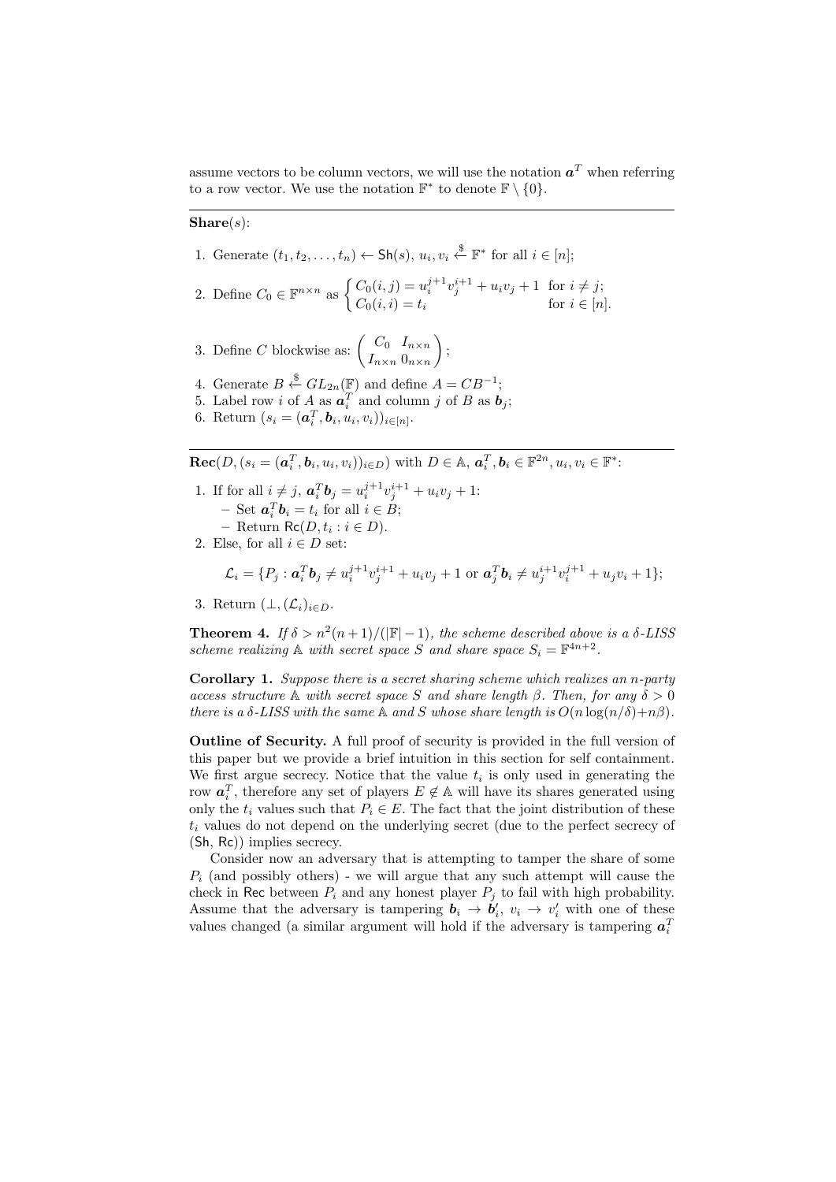assume vectors to be column vectors, we will use the notation $\boldsymbol{a}^T$ when referring to a row vector. We use the notation $\mathbb{F}^*$ to denote $\mathbb{F} \setminus \{0\}$.

---

**Share**$(s)$:

1. Generate $(t_1, t_2, \ldots, t_n) \leftarrow \mathsf{Sh}(s)$, $u_i, v_i \xleftarrow{\$} \mathbb{F}^*$ for all $i \in [n]$;
2. Define $C_0 \in \mathbb{F}^{n \times n}$ as $\begin{cases} C_0(i,j) = u_i^{j+1} v_j^{i+1} + u_i v_j + 1 & \text{for } i \neq j; \\ C_0(i,i) = t_i & \text{for } i \in [n]. \end{cases}$
3. Define $C$ blockwise as: $\begin{pmatrix} C_0 & I_{n \times n} \\ I_{n \times n} & 0_{n \times n} \end{pmatrix}$;
4. Generate $B \xleftarrow{\$} GL_{2n}(\mathbb{F})$ and define $A = CB^{-1}$;
5. Label row $i$ of $A$ as $\boldsymbol{a}_i^T$ and column $j$ of $B$ as $\boldsymbol{b}_j$;
6. Return $(s_i = (\boldsymbol{a}_i^T, \boldsymbol{b}_i, u_i, v_i))_{i \in [n]}$.

---

**Rec**$(D, (s_i = (\boldsymbol{a}_i^T, \boldsymbol{b}_i, u_i, v_i))_{i \in D})$ with $D \in \mathbb{A}$, $\boldsymbol{a}_i^T, \boldsymbol{b}_i \in \mathbb{F}^{2n}$, $u_i, v_i \in \mathbb{F}^*$:

1. If for all $i \neq j$, $\boldsymbol{a}_i^T \boldsymbol{b}_j = u_i^{j+1} v_j^{i+1} + u_i v_j + 1$:
   - Set $\boldsymbol{a}_i^T \boldsymbol{b}_i = t_i$ for all $i \in B$;
   - Return $\mathsf{Rc}(D, t_i : i \in D)$.
2. Else, for all $i \in D$ set:

$$\mathcal{L}_i = \{P_j : \boldsymbol{a}_i^T \boldsymbol{b}_j \neq u_i^{j+1} v_j^{i+1} + u_i v_j + 1 \text{ or } \boldsymbol{a}_j^T \boldsymbol{b}_i \neq u_j^{i+1} v_i^{j+1} + u_j v_i + 1\};$$

3. Return $(\bot, (\mathcal{L}_i)_{i \in D}$.

**Theorem 4.** *If $\delta > n^2(n+1)/(|\mathbb{F}| - 1)$, the scheme described above is a $\delta$-LISS scheme realizing $\mathbb{A}$ with secret space $S$ and share space $S_i = \mathbb{F}^{4n+2}$.*

**Corollary 1.** *Suppose there is a secret sharing scheme which realizes an $n$-party access structure $\mathbb{A}$ with secret space $S$ and share length $\beta$. Then, for any $\delta > 0$ there is a $\delta$-LISS with the same $\mathbb{A}$ and $S$ whose share length is $O(n \log(n/\delta) + n\beta)$.*

**Outline of Security.** A full proof of security is provided in the full version of this paper but we provide a brief intuition in this section for self containment. We first argue secrecy. Notice that the value $t_i$ is only used in generating the row $\boldsymbol{a}_i^T$, therefore any set of players $E \notin \mathbb{A}$ will have its shares generated using only the $t_i$ values such that $P_i \in E$. The fact that the joint distribution of these $t_i$ values do not depend on the underlying secret (due to the perfect secrecy of $(\mathsf{Sh}, \mathsf{Rc})$) implies secrecy.

Consider now an adversary that is attempting to tamper the share of some $P_i$ (and possibly others) - we will argue that any such attempt will cause the check in $\mathsf{Rec}$ between $P_i$ and any honest player $P_j$ to fail with high probability. Assume that the adversary is tampering $\boldsymbol{b}_i \to \boldsymbol{b}_i'$, $v_i \to v_i'$ with one of these values changed (a similar argument will hold if the adversary is tampering $\boldsymbol{a}_i^T$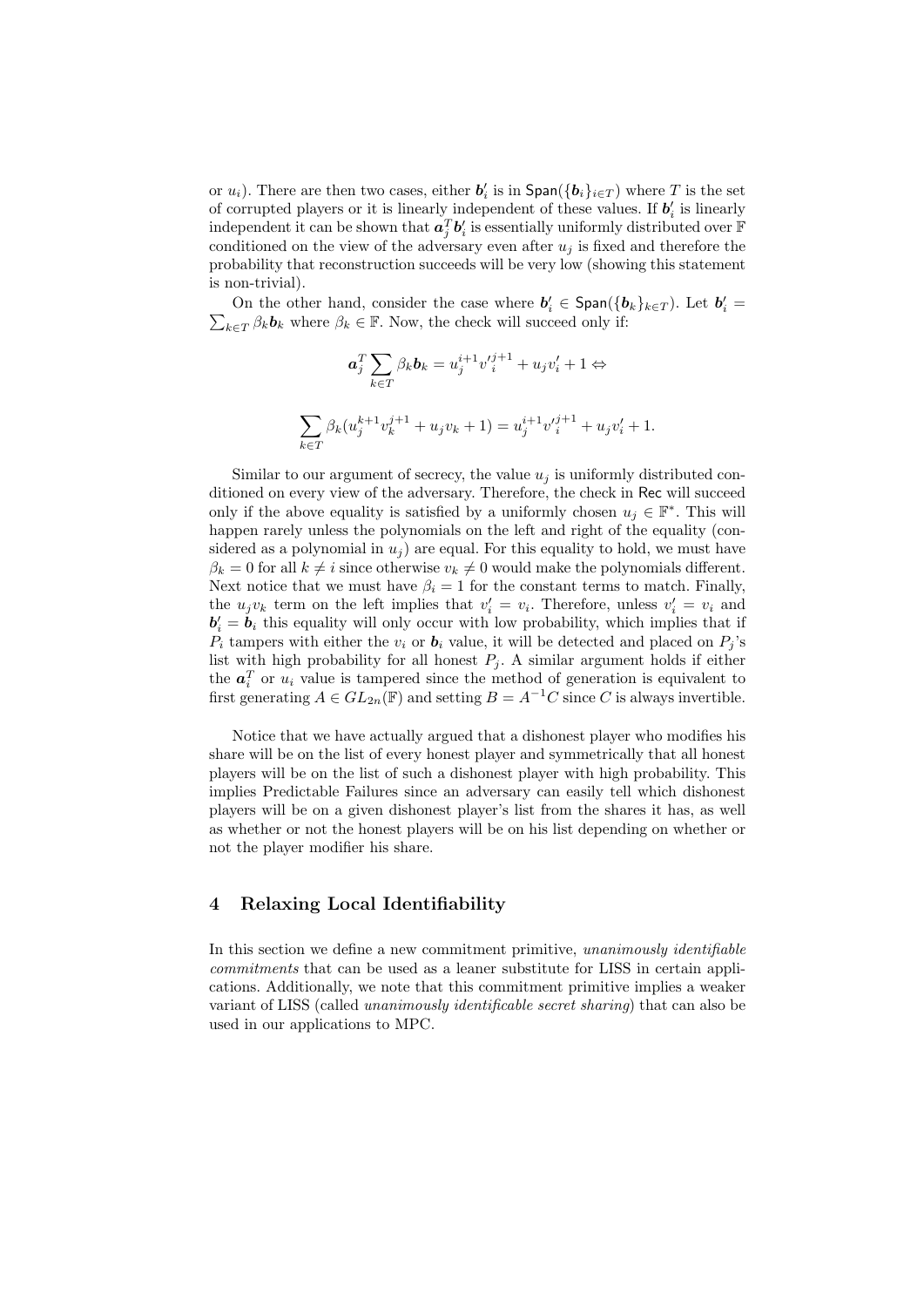or $u_i$). There are then two cases, either $\boldsymbol{b}'_i$ is in $\mathsf{Span}(\{\boldsymbol{b}_i\}_{i \in T})$ where $T$ is the set of corrupted players or it is linearly independent of these values. If $\boldsymbol{b}'_i$ is linearly independent it can be shown that $\boldsymbol{a}_j^T \boldsymbol{b}'_i$ is essentially uniformly distributed over $\mathbb{F}$ conditioned on the view of the adversary even after $u_j$ is fixed and therefore the probability that reconstruction succeeds will be very low (showing this statement is non-trivial).

On the other hand, consider the case where $\boldsymbol{b}'_i \in \mathsf{Span}(\{\boldsymbol{b}_k\}_{k \in T})$. Let $\boldsymbol{b}'_i = \sum_{k \in T} \beta_k \boldsymbol{b}_k$ where $\beta_k \in \mathbb{F}$. Now, the check will succeed only if:

$$\boldsymbol{a}_j^T \sum_{k \in T} \beta_k \boldsymbol{b}_k = u_j^{i+1} {v'}_i^{j+1} + u_j v'_i + 1 \Leftrightarrow$$

$$\sum_{k \in T} \beta_k (u_j^{k+1} v_k^{j+1} + u_j v_k + 1) = u_j^{i+1} {v'}_i^{j+1} + u_j v'_i + 1.$$

Similar to our argument of secrecy, the value $u_j$ is uniformly distributed conditioned on every view of the adversary. Therefore, the check in $\mathsf{Rec}$ will succeed only if the above equality is satisfied by a uniformly chosen $u_j \in \mathbb{F}^*$. This will happen rarely unless the polynomials on the left and right of the equality (considered as a polynomial in $u_j$) are equal. For this equality to hold, we must have $\beta_k = 0$ for all $k \neq i$ since otherwise $v_k \neq 0$ would make the polynomials different. Next notice that we must have $\beta_i = 1$ for the constant terms to match. Finally, the $u_j v_k$ term on the left implies that $v'_i = v_i$. Therefore, unless $v'_i = v_i$ and $\boldsymbol{b}'_i = \boldsymbol{b}_i$ this equality will only occur with low probability, which implies that if $P_i$ tampers with either the $v_i$ or $\boldsymbol{b}_i$ value, it will be detected and placed on $P_j$'s list with high probability for all honest $P_j$. A similar argument holds if either the $\boldsymbol{a}_i^T$ or $u_i$ value is tampered since the method of generation is equivalent to first generating $A \in GL_{2n}(\mathbb{F})$ and setting $B = A^{-1}C$ since $C$ is always invertible.

Notice that we have actually argued that a dishonest player who modifies his share will be on the list of every honest player and symmetrically that all honest players will be on the list of such a dishonest player with high probability. This implies Predictable Failures since an adversary can easily tell which dishonest players will be on a given dishonest player's list from the shares it has, as well as whether or not the honest players will be on his list depending on whether or not the player modifier his share.

## 4 Relaxing Local Identifiability

In this section we define a new commitment primitive, *unanimously identifiable commitments* that can be used as a leaner substitute for LISS in certain applications. Additionally, we note that this commitment primitive implies a weaker variant of LISS (called *unanimously identifiable secret sharing*) that can also be used in our applications to MPC.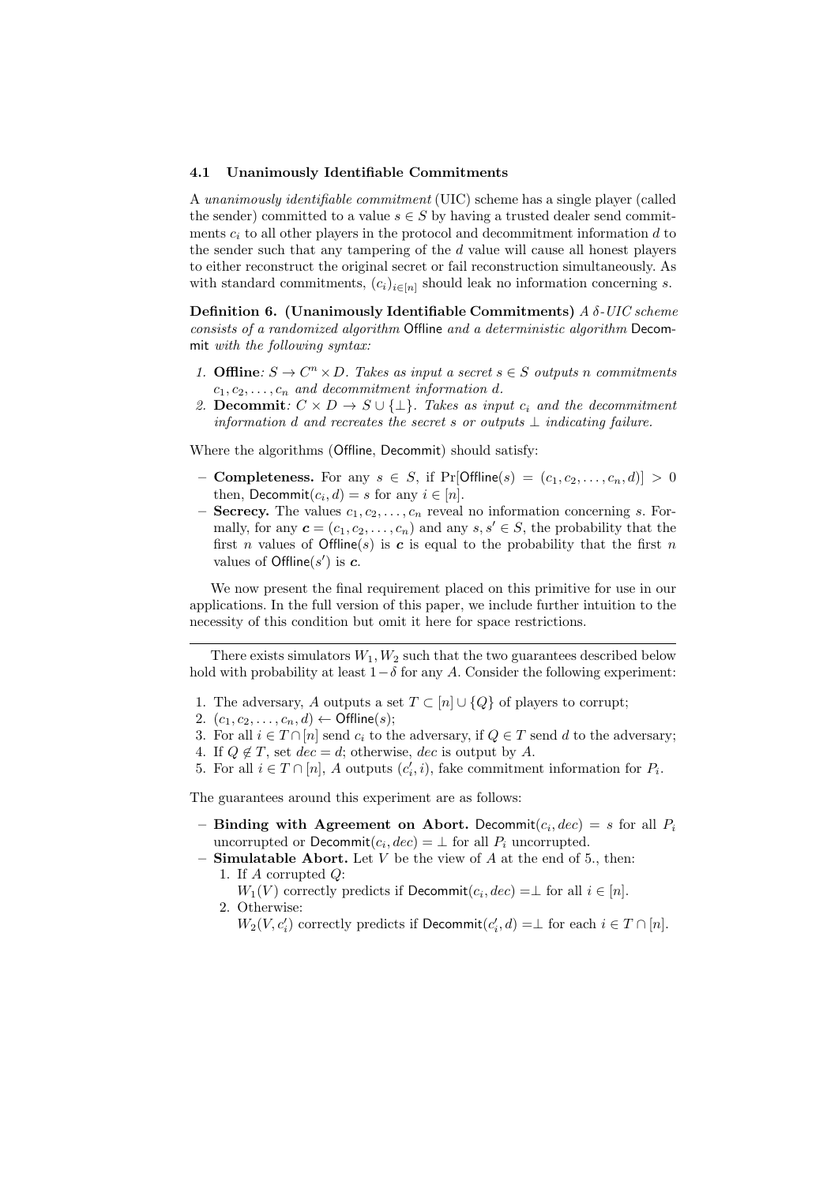### 4.1 Unanimously Identifiable Commitments

A *unanimously identifiable commitment* (UIC) scheme has a single player (called the sender) committed to a value $s \in S$ by having a trusted dealer send commitments $c_i$ to all other players in the protocol and decommitment information $d$ to the sender such that any tampering of the $d$ value will cause all honest players to either reconstruct the original secret or fail reconstruction simultaneously. As with standard commitments, $(c_i)_{i \in [n]}$ should leak no information concerning $s$.

**Definition 6. (Unanimously Identifiable Commitments)** *A $\delta$-UIC scheme consists of a randomized algorithm* Offline *and a deterministic algorithm* Decommit *with the following syntax:*

1. **Offline**: $S \to C^n \times D$. *Takes as input a secret $s \in S$ outputs $n$ commitments $c_1, c_2, \ldots, c_n$ and decommitment information $d$.*
2. **Decommit**: $C \times D \to S \cup \{\perp\}$. *Takes as input $c_i$ and the decommitment information $d$ and recreates the secret $s$ or outputs $\perp$ indicating failure.*

Where the algorithms (Offline, Decommit) should satisfy:

- **Completeness.** For any $s \in S$, if $\Pr[\mathsf{Offline}(s) = (c_1, c_2, \ldots, c_n, d)] > 0$ then, $\mathsf{Decommit}(c_i, d) = s$ for any $i \in [n]$.
- **Secrecy.** The values $c_1, c_2, \ldots, c_n$ reveal no information concerning $s$. Formally, for any $\boldsymbol{c} = (c_1, c_2, \ldots, c_n)$ and any $s, s' \in S$, the probability that the first $n$ values of $\mathsf{Offline}(s)$ is $\boldsymbol{c}$ is equal to the probability that the first $n$ values of $\mathsf{Offline}(s')$ is $\boldsymbol{c}$.

We now present the final requirement placed on this primitive for use in our applications. In the full version of this paper, we include further intuition to the necessity of this condition but omit it here for space restrictions.

---

There exists simulators $W_1, W_2$ such that the two guarantees described below hold with probability at least $1-\delta$ for any $A$. Consider the following experiment:

1. The adversary, $A$ outputs a set $T \subset [n] \cup \{Q\}$ of players to corrupt;
2. $(c_1, c_2, \ldots, c_n, d) \leftarrow \mathsf{Offline}(s)$;
3. For all $i \in T \cap [n]$ send $c_i$ to the adversary, if $Q \in T$ send $d$ to the adversary;
4. If $Q \notin T$, set $dec = d$; otherwise, $dec$ is output by $A$.
5. For all $i \in T \cap [n]$, $A$ outputs $(c'_i, i)$, fake commitment information for $P_i$.

The guarantees around this experiment are as follows:

- **Binding with Agreement on Abort.** $\mathsf{Decommit}(c_i, dec) = s$ for all $P_i$ uncorrupted or $\mathsf{Decommit}(c_i, dec) = \perp$ for all $P_i$ uncorrupted.
- **Simulatable Abort.** Let $V$ be the view of $A$ at the end of 5., then:
  1. If $A$ corrupted $Q$:
     $W_1(V)$ correctly predicts if $\mathsf{Decommit}(c_i, dec) = \perp$ for all $i \in [n]$.
  2. Otherwise:
     $W_2(V, c'_i)$ correctly predicts if $\mathsf{Decommit}(c'_i, d) = \perp$ for each $i \in T \cap [n]$.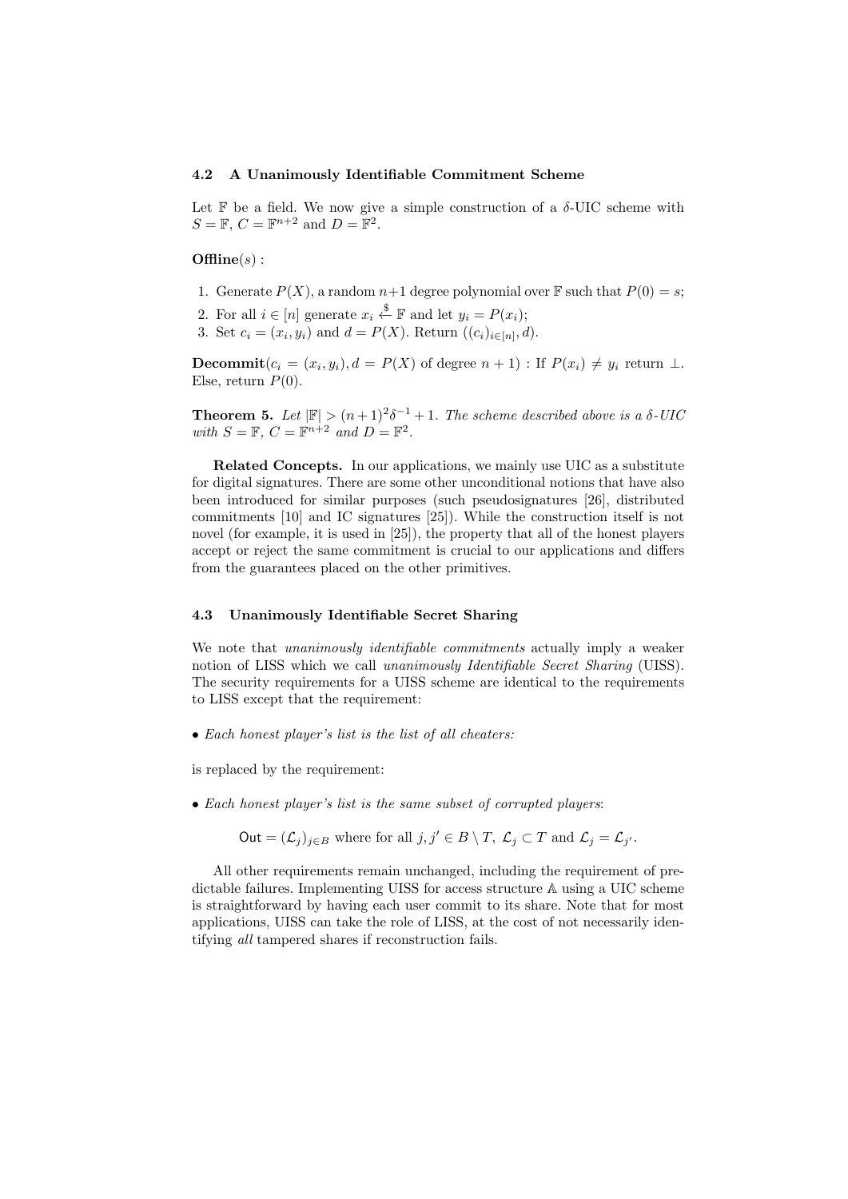### 4.2 A Unanimously Identifiable Commitment Scheme

Let $\mathbb{F}$ be a field. We now give a simple construction of a $\delta$-UIC scheme with $S = \mathbb{F}$, $C = \mathbb{F}^{n+2}$ and $D = \mathbb{F}^2$.

**Offline**$(s)$ :

1. Generate $P(X)$, a random $n+1$ degree polynomial over $\mathbb{F}$ such that $P(0) = s$;
2. For all $i \in [n]$ generate $x_i \xleftarrow{\$} \mathbb{F}$ and let $y_i = P(x_i)$;
3. Set $c_i = (x_i, y_i)$ and $d = P(X)$. Return $((c_i)_{i\in[n]}, d)$.

**Decommit**$(c_i = (x_i, y_i), d = P(X)$ of degree $n + 1)$ : If $P(x_i) \neq y_i$ return $\perp$. Else, return $P(0)$.

**Theorem 5.** *Let $|\mathbb{F}| > (n+1)^2\delta^{-1} + 1$. The scheme described above is a $\delta$-UIC with $S = \mathbb{F}$, $C = \mathbb{F}^{n+2}$ and $D = \mathbb{F}^2$.*

**Related Concepts.** In our applications, we mainly use UIC as a substitute for digital signatures. There are some other unconditional notions that have also been introduced for similar purposes (such pseudosignatures [26], distributed commitments [10] and IC signatures [25]). While the construction itself is not novel (for example, it is used in [25]), the property that all of the honest players accept or reject the same commitment is crucial to our applications and differs from the guarantees placed on the other primitives.

### 4.3 Unanimously Identifiable Secret Sharing

We note that *unanimously identifiable commitments* actually imply a weaker notion of LISS which we call *unanimously Identifiable Secret Sharing* (UISS). The security requirements for a UISS scheme are identical to the requirements to LISS except that the requirement:

- *Each honest player's list is the list of all cheaters:*

is replaced by the requirement:

- *Each honest player's list is the same subset of corrupted players*:

$$\mathsf{Out} = (\mathcal{L}_j)_{j\in B} \text{ where for all } j, j' \in B \setminus T,\ \mathcal{L}_j \subset T \text{ and } \mathcal{L}_j = \mathcal{L}_{j'}.$$

All other requirements remain unchanged, including the requirement of predictable failures. Implementing UISS for access structure $\mathbb{A}$ using a UIC scheme is straightforward by having each user commit to its share. Note that for most applications, UISS can take the role of LISS, at the cost of not necessarily identifying *all* tampered shares if reconstruction fails.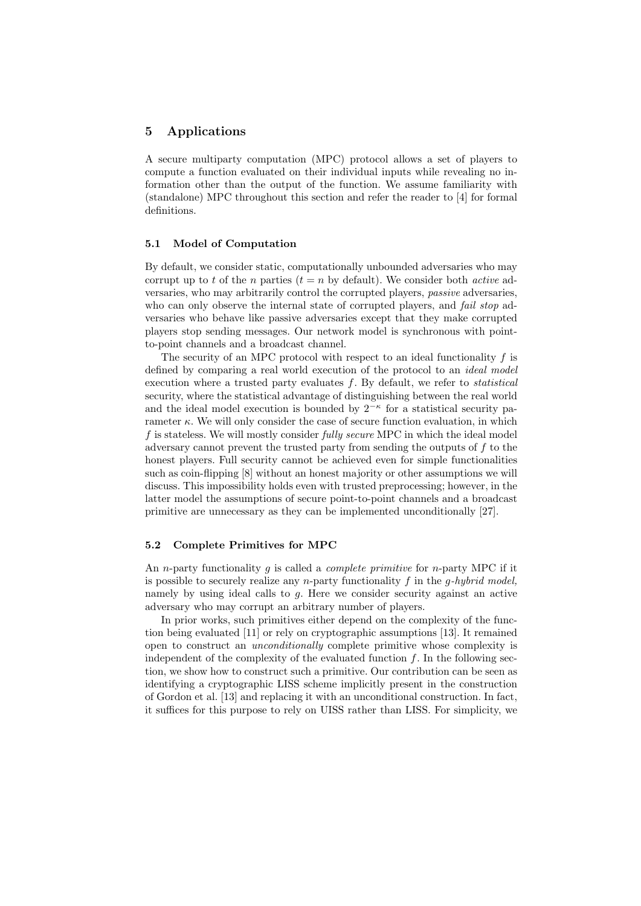## 5 Applications

A secure multiparty computation (MPC) protocol allows a set of players to compute a function evaluated on their individual inputs while revealing no information other than the output of the function. We assume familiarity with (standalone) MPC throughout this section and refer the reader to [4] for formal definitions.

### 5.1 Model of Computation

By default, we consider static, computationally unbounded adversaries who may corrupt up to $t$ of the $n$ parties ($t = n$ by default). We consider both *active* adversaries, who may arbitrarily control the corrupted players, *passive* adversaries, who can only observe the internal state of corrupted players, and *fail stop* adversaries who behave like passive adversaries except that they make corrupted players stop sending messages. Our network model is synchronous with point-to-point channels and a broadcast channel.

The security of an MPC protocol with respect to an ideal functionality $f$ is defined by comparing a real world execution of the protocol to an *ideal model* execution where a trusted party evaluates $f$. By default, we refer to *statistical* security, where the statistical advantage of distinguishing between the real world and the ideal model execution is bounded by $2^{-\kappa}$ for a statistical security parameter $\kappa$. We will only consider the case of secure function evaluation, in which $f$ is stateless. We will mostly consider *fully secure* MPC in which the ideal model adversary cannot prevent the trusted party from sending the outputs of $f$ to the honest players. Full security cannot be achieved even for simple functionalities such as coin-flipping [8] without an honest majority or other assumptions we will discuss. This impossibility holds even with trusted preprocessing; however, in the latter model the assumptions of secure point-to-point channels and a broadcast primitive are unnecessary as they can be implemented unconditionally [27].

### 5.2 Complete Primitives for MPC

An $n$-party functionality $g$ is called a *complete primitive* for $n$-party MPC if it is possible to securely realize any $n$-party functionality $f$ in the *$g$-hybrid model,* namely by using ideal calls to $g$. Here we consider security against an active adversary who may corrupt an arbitrary number of players.

In prior works, such primitives either depend on the complexity of the function being evaluated [11] or rely on cryptographic assumptions [13]. It remained open to construct an *unconditionally* complete primitive whose complexity is independent of the complexity of the evaluated function $f$. In the following section, we show how to construct such a primitive. Our contribution can be seen as identifying a cryptographic LISS scheme implicitly present in the construction of Gordon et al. [13] and replacing it with an unconditional construction. In fact, it suffices for this purpose to rely on UISS rather than LISS. For simplicity, we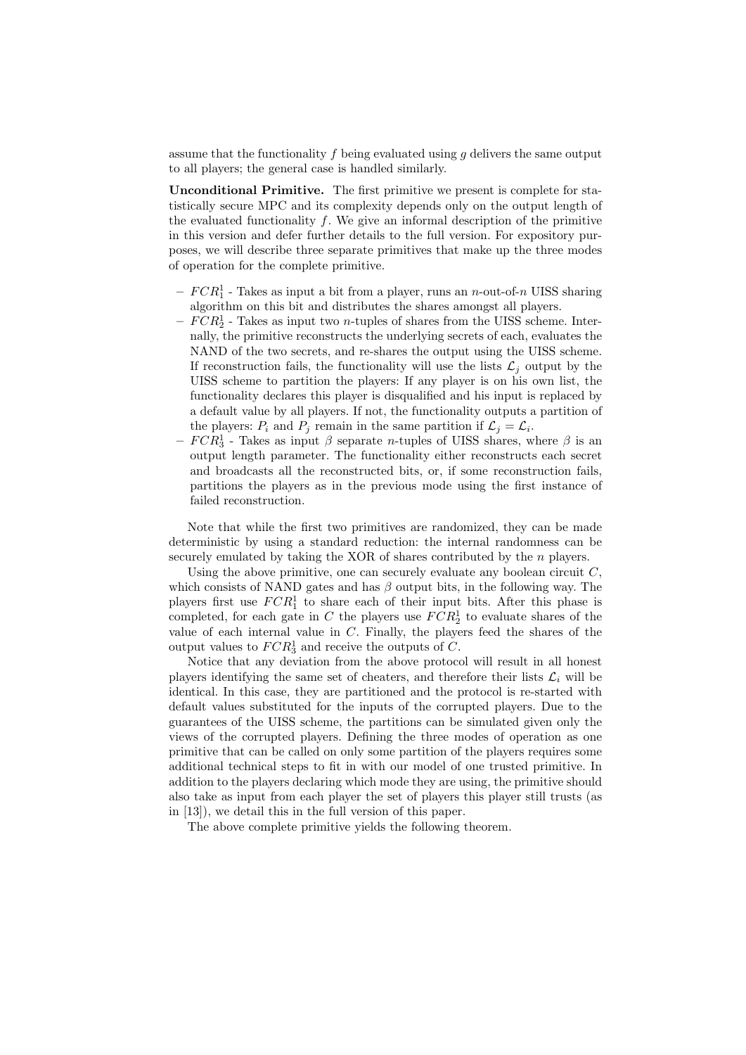assume that the functionality $f$ being evaluated using $g$ delivers the same output to all players; the general case is handled similarly.

**Unconditional Primitive.** The first primitive we present is complete for statistically secure MPC and its complexity depends only on the output length of the evaluated functionality $f$. We give an informal description of the primitive in this version and defer further details to the full version. For expository purposes, we will describe three separate primitives that make up the three modes of operation for the complete primitive.

- $FCR_1^1$ - Takes as input a bit from a player, runs an $n$-out-of-$n$ UISS sharing algorithm on this bit and distributes the shares amongst all players.
- $FCR_2^1$ - Takes as input two $n$-tuples of shares from the UISS scheme. Internally, the primitive reconstructs the underlying secrets of each, evaluates the NAND of the two secrets, and re-shares the output using the UISS scheme. If reconstruction fails, the functionality will use the lists $\mathcal{L}_j$ output by the UISS scheme to partition the players: If any player is on his own list, the functionality declares this player is disqualified and his input is replaced by a default value by all players. If not, the functionality outputs a partition of the players: $P_i$ and $P_j$ remain in the same partition if $\mathcal{L}_j = \mathcal{L}_i$.
- $FCR_3^1$ - Takes as input $\beta$ separate $n$-tuples of UISS shares, where $\beta$ is an output length parameter. The functionality either reconstructs each secret and broadcasts all the reconstructed bits, or, if some reconstruction fails, partitions the players as in the previous mode using the first instance of failed reconstruction.

Note that while the first two primitives are randomized, they can be made deterministic by using a standard reduction: the internal randomness can be securely emulated by taking the XOR of shares contributed by the $n$ players.

Using the above primitive, one can securely evaluate any boolean circuit $C$, which consists of NAND gates and has $\beta$ output bits, in the following way. The players first use $FCR_1^1$ to share each of their input bits. After this phase is completed, for each gate in $C$ the players use $FCR_2^1$ to evaluate shares of the value of each internal value in $C$. Finally, the players feed the shares of the output values to $FCR_3^1$ and receive the outputs of $C$.

Notice that any deviation from the above protocol will result in all honest players identifying the same set of cheaters, and therefore their lists $\mathcal{L}_i$ will be identical. In this case, they are partitioned and the protocol is re-started with default values substituted for the inputs of the corrupted players. Due to the guarantees of the UISS scheme, the partitions can be simulated given only the views of the corrupted players. Defining the three modes of operation as one primitive that can be called on only some partition of the players requires some additional technical steps to fit in with our model of one trusted primitive. In addition to the players declaring which mode they are using, the primitive should also take as input from each player the set of players this player still trusts (as in [13]), we detail this in the full version of this paper.

The above complete primitive yields the following theorem.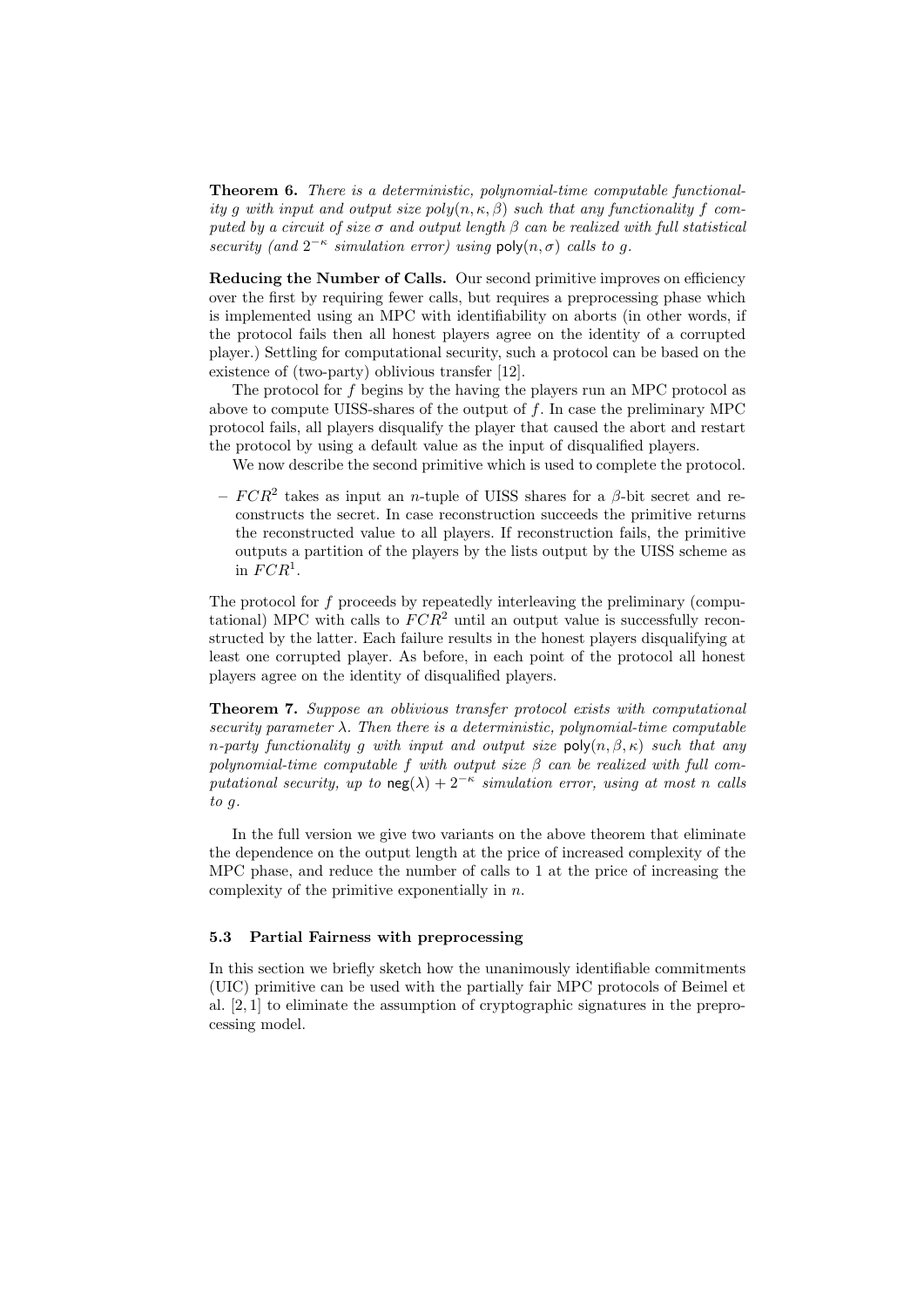**Theorem 6.** *There is a deterministic, polynomial-time computable functionality $g$ with input and output size poly$(n, \kappa, \beta)$ such that any functionality $f$ computed by a circuit of size $\sigma$ and output length $\beta$ can be realized with full statistical security (and $2^{-\kappa}$ simulation error) using $\mathsf{poly}(n, \sigma)$ calls to $g$.*

**Reducing the Number of Calls.** Our second primitive improves on efficiency over the first by requiring fewer calls, but requires a preprocessing phase which is implemented using an MPC with identifiability on aborts (in other words, if the protocol fails then all honest players agree on the identity of a corrupted player.) Settling for computational security, such a protocol can be based on the existence of (two-party) oblivious transfer [12].

The protocol for $f$ begins by the having the players run an MPC protocol as above to compute UISS-shares of the output of $f$. In case the preliminary MPC protocol fails, all players disqualify the player that caused the abort and restart the protocol by using a default value as the input of disqualified players.

We now describe the second primitive which is used to complete the protocol.

- $FCR^2$ takes as input an $n$-tuple of UISS shares for a $\beta$-bit secret and reconstructs the secret. In case reconstruction succeeds the primitive returns the reconstructed value to all players. If reconstruction fails, the primitive outputs a partition of the players by the lists output by the UISS scheme as in $FCR^1$.

The protocol for $f$ proceeds by repeatedly interleaving the preliminary (computational) MPC with calls to $FCR^2$ until an output value is successfully reconstructed by the latter. Each failure results in the honest players disqualifying at least one corrupted player. As before, in each point of the protocol all honest players agree on the identity of disqualified players.

**Theorem 7.** *Suppose an oblivious transfer protocol exists with computational security parameter $\lambda$. Then there is a deterministic, polynomial-time computable $n$-party functionality $g$ with input and output size $\mathsf{poly}(n, \beta, \kappa)$ such that any polynomial-time computable $f$ with output size $\beta$ can be realized with full computational security, up to $\mathsf{neg}(\lambda) + 2^{-\kappa}$ simulation error, using at most $n$ calls to $g$.*

In the full version we give two variants on the above theorem that eliminate the dependence on the output length at the price of increased complexity of the MPC phase, and reduce the number of calls to 1 at the price of increasing the complexity of the primitive exponentially in $n$.

### 5.3 Partial Fairness with preprocessing

In this section we briefly sketch how the unanimously identifiable commitments (UIC) primitive can be used with the partially fair MPC protocols of Beimel et al. [2, 1] to eliminate the assumption of cryptographic signatures in the preprocessing model.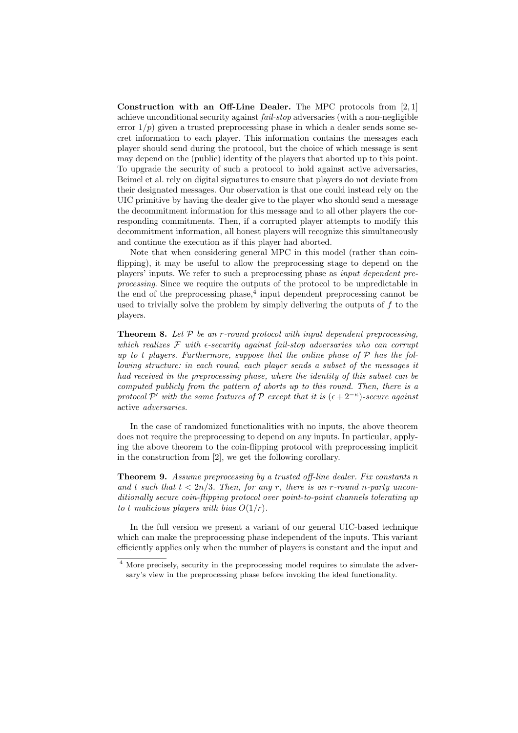**Construction with an Off-Line Dealer.** The MPC protocols from [2, 1] achieve unconditional security against *fail-stop* adversaries (with a non-negligible error $1/p$) given a trusted preprocessing phase in which a dealer sends some secret information to each player. This information contains the messages each player should send during the protocol, but the choice of which message is sent may depend on the (public) identity of the players that aborted up to this point. To upgrade the security of such a protocol to hold against active adversaries, Beimel et al. rely on digital signatures to ensure that players do not deviate from their designated messages. Our observation is that one could instead rely on the UIC primitive by having the dealer give to the player who should send a message the decommitment information for this message and to all other players the corresponding commitments. Then, if a corrupted player attempts to modify this decommitment information, all honest players will recognize this simultaneously and continue the execution as if this player had aborted.

Note that when considering general MPC in this model (rather than coin-flipping), it may be useful to allow the preprocessing stage to depend on the players' inputs. We refer to such a preprocessing phase as *input dependent preprocessing*. Since we require the outputs of the protocol to be unpredictable in the end of the preprocessing phase,[4] input dependent preprocessing cannot be used to trivially solve the problem by simply delivering the outputs of $f$ to the players.

**Theorem 8.** *Let $\mathcal{P}$ be an $r$-round protocol with input dependent preprocessing, which realizes $\mathcal{F}$ with $\epsilon$-security against fail-stop adversaries who can corrupt up to $t$ players. Furthermore, suppose that the online phase of $\mathcal{P}$ has the following structure: in each round, each player sends a subset of the messages it had received in the preprocessing phase, where the identity of this subset can be computed publicly from the pattern of aborts up to this round. Then, there is a protocol $\mathcal{P}'$ with the same features of $\mathcal{P}$ except that it is $(\epsilon + 2^{-\kappa})$-secure against* active *adversaries.*

In the case of randomized functionalities with no inputs, the above theorem does not require the preprocessing to depend on any inputs. In particular, applying the above theorem to the coin-flipping protocol with preprocessing implicit in the construction from [2], we get the following corollary.

**Theorem 9.** *Assume preprocessing by a trusted off-line dealer. Fix constants $n$ and $t$ such that $t < 2n/3$. Then, for any $r$, there is an $r$-round $n$-party unconditionally secure coin-flipping protocol over point-to-point channels tolerating up to $t$ malicious players with bias $O(1/r)$.*

In the full version we present a variant of our general UIC-based technique which can make the preprocessing phase independent of the inputs. This variant efficiently applies only when the number of players is constant and the input and

[4] More precisely, security in the preprocessing model requires to simulate the adversary's view in the preprocessing phase before invoking the ideal functionality.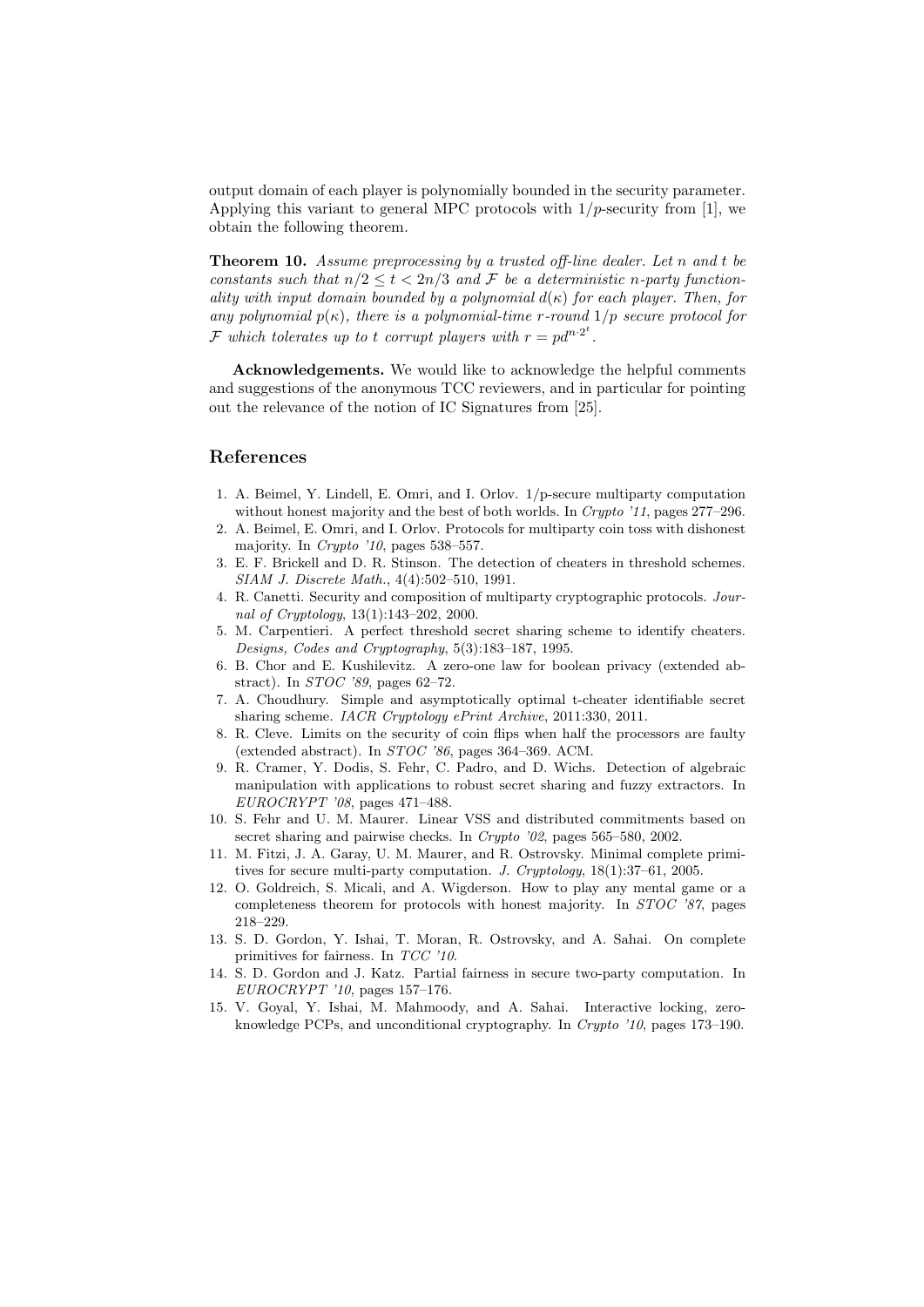output domain of each player is polynomially bounded in the security parameter. Applying this variant to general MPC protocols with $1/p$-security from [1], we obtain the following theorem.

**Theorem 10.** *Assume preprocessing by a trusted off-line dealer. Let $n$ and $t$ be constants such that $n/2 \leq t < 2n/3$ and $\mathcal{F}$ be a deterministic $n$-party functionality with input domain bounded by a polynomial $d(\kappa)$ for each player. Then, for any polynomial $p(\kappa)$, there is a polynomial-time $r$-round $1/p$ secure protocol for $\mathcal{F}$ which tolerates up to $t$ corrupt players with $r = pd^{n \cdot 2^t}$.*

**Acknowledgements.** We would like to acknowledge the helpful comments and suggestions of the anonymous TCC reviewers, and in particular for pointing out the relevance of the notion of IC Signatures from [25].

## References

1. A. Beimel, Y. Lindell, E. Omri, and I. Orlov. 1/p-secure multiparty computation without honest majority and the best of both worlds. In *Crypto '11*, pages 277–296.
2. A. Beimel, E. Omri, and I. Orlov. Protocols for multiparty coin toss with dishonest majority. In *Crypto '10*, pages 538–557.
3. E. F. Brickell and D. R. Stinson. The detection of cheaters in threshold schemes. *SIAM J. Discrete Math.*, 4(4):502–510, 1991.
4. R. Canetti. Security and composition of multiparty cryptographic protocols. *Journal of Cryptology*, 13(1):143–202, 2000.
5. M. Carpentieri. A perfect threshold secret sharing scheme to identify cheaters. *Designs, Codes and Cryptography*, 5(3):183–187, 1995.
6. B. Chor and E. Kushilevitz. A zero-one law for boolean privacy (extended abstract). In *STOC '89*, pages 62–72.
7. A. Choudhury. Simple and asymptotically optimal t-cheater identifiable secret sharing scheme. *IACR Cryptology ePrint Archive*, 2011:330, 2011.
8. R. Cleve. Limits on the security of coin flips when half the processors are faulty (extended abstract). In *STOC '86*, pages 364–369. ACM.
9. R. Cramer, Y. Dodis, S. Fehr, C. Padro, and D. Wichs. Detection of algebraic manipulation with applications to robust secret sharing and fuzzy extractors. In *EUROCRYPT '08*, pages 471–488.
10. S. Fehr and U. M. Maurer. Linear VSS and distributed commitments based on secret sharing and pairwise checks. In *Crypto '02*, pages 565–580, 2002.
11. M. Fitzi, J. A. Garay, U. M. Maurer, and R. Ostrovsky. Minimal complete primitives for secure multi-party computation. *J. Cryptology*, 18(1):37–61, 2005.
12. O. Goldreich, S. Micali, and A. Wigderson. How to play any mental game or a completeness theorem for protocols with honest majority. In *STOC '87*, pages 218–229.
13. S. D. Gordon, Y. Ishai, T. Moran, R. Ostrovsky, and A. Sahai. On complete primitives for fairness. In *TCC '10*.
14. S. D. Gordon and J. Katz. Partial fairness in secure two-party computation. In *EUROCRYPT '10*, pages 157–176.
15. V. Goyal, Y. Ishai, M. Mahmoody, and A. Sahai. Interactive locking, zero-knowledge PCPs, and unconditional cryptography. In *Crypto '10*, pages 173–190.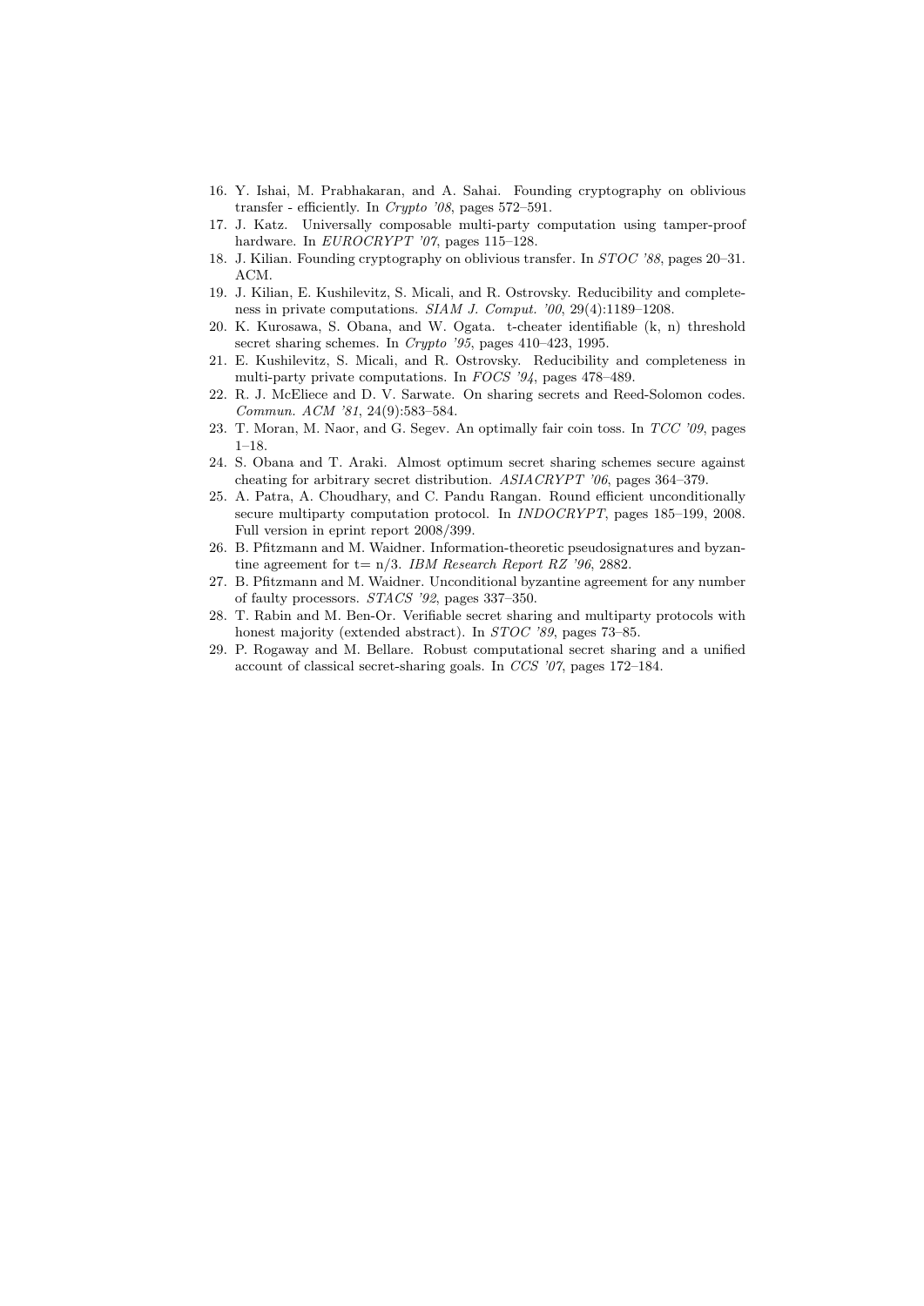16. Y. Ishai, M. Prabhakaran, and A. Sahai. Founding cryptography on oblivious transfer - efficiently. In *Crypto '08*, pages 572–591.
17. J. Katz. Universally composable multi-party computation using tamper-proof hardware. In *EUROCRYPT '07*, pages 115–128.
18. J. Kilian. Founding cryptography on oblivious transfer. In *STOC '88*, pages 20–31. ACM.
19. J. Kilian, E. Kushilevitz, S. Micali, and R. Ostrovsky. Reducibility and completeness in private computations. *SIAM J. Comput. '00*, 29(4):1189–1208.
20. K. Kurosawa, S. Obana, and W. Ogata. t-cheater identifiable (k, n) threshold secret sharing schemes. In *Crypto '95*, pages 410–423, 1995.
21. E. Kushilevitz, S. Micali, and R. Ostrovsky. Reducibility and completeness in multi-party private computations. In *FOCS '94*, pages 478–489.
22. R. J. McEliece and D. V. Sarwate. On sharing secrets and Reed-Solomon codes. *Commun. ACM '81*, 24(9):583–584.
23. T. Moran, M. Naor, and G. Segev. An optimally fair coin toss. In *TCC '09*, pages 1–18.
24. S. Obana and T. Araki. Almost optimum secret sharing schemes secure against cheating for arbitrary secret distribution. *ASIACRYPT '06*, pages 364–379.
25. A. Patra, A. Choudhary, and C. Pandu Rangan. Round efficient unconditionally secure multiparty computation protocol. In *INDOCRYPT*, pages 185–199, 2008. Full version in eprint report 2008/399.
26. B. Pfitzmann and M. Waidner. Information-theoretic pseudosignatures and byzantine agreement for t= n/3. *IBM Research Report RZ '96*, 2882.
27. B. Pfitzmann and M. Waidner. Unconditional byzantine agreement for any number of faulty processors. *STACS '92*, pages 337–350.
28. T. Rabin and M. Ben-Or. Verifiable secret sharing and multiparty protocols with honest majority (extended abstract). In *STOC '89*, pages 73–85.
29. P. Rogaway and M. Bellare. Robust computational secret sharing and a unified account of classical secret-sharing goals. In *CCS '07*, pages 172–184.